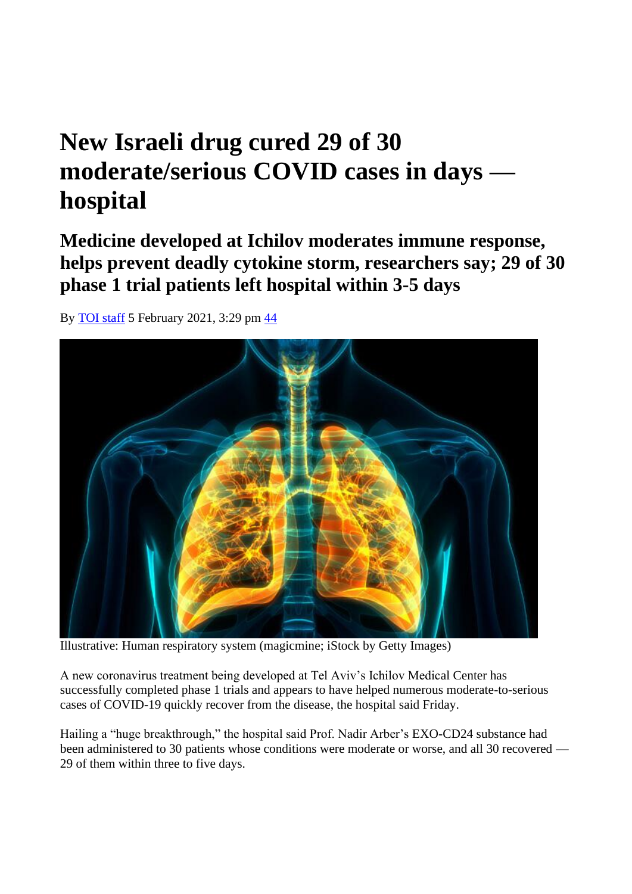# New Israeli drug cured 29 of 30 moderate/serious COVID cases in days — hospital

## Medicine developed at Ichilov moderates immune response, helps prevent deadly cytokine storm, researchers say; 29 of 30 phase 1 trial patients left hospital within 3-5 days

By TOI staff 5 February 2021, 3:29 pm 44

Illustrative: Human respiratory system (magicmine; iStock by Getty Images)

A new coronavirus treatment being developed at Tel Aviv's Ichilov Medical Center has successfully completed phase 1 trials and appears to have helped numerous moderate-to-serious cases of COVID-19 quickly recover from the disease, the hospital said Friday.

Hailing a "huge breakthrough," the hospital said Prof. Nadir Arber's EXO-CD24 substance had been administered to 30 patients whose conditions were moderate or worse, and all 30 recovered — 29 of them within three to five days.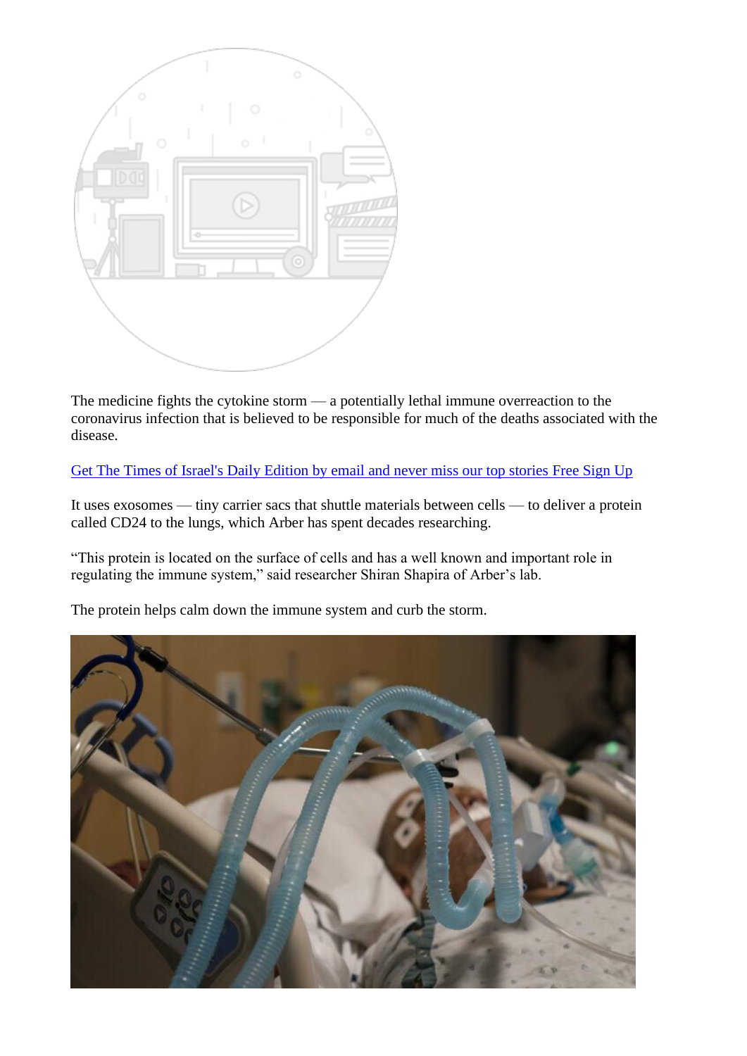The medicine fights the cytokine storm — a potentially lethal immune overreaction to the coronavirus infection that is believed to be responsible for much of the deaths associated with the disease.

Get The Times of Israel's Daily Edition by email and never miss our top stories Free Sign Up

It uses exosomes — tiny carrier sacs that shuttle materials between cells — to deliver a protein called CD24 to the lungs, which Arber has spent decades researching.

"This protein is located on the surface of cells and has a well known and important role in regulating the immune system," said researcher Shiran Shapira of Arber's lab.

The protein helps calm down the immune system and curb the storm.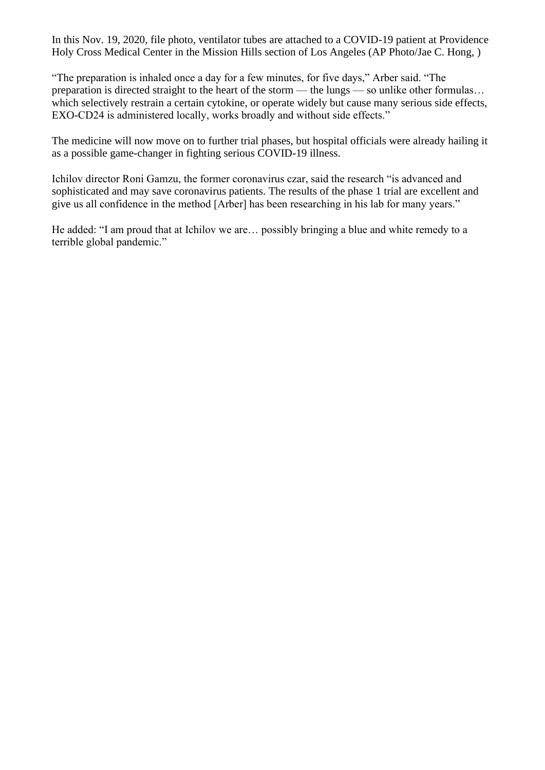In this Nov. 19, 2020, file photo, ventilator tubes are attached to a COVID-19 patient at Providence Holy Cross Medical Center in the Mission Hills section of Los Angeles (AP Photo/Jae C. Hong, )

“The preparation is inhaled once a day for a few minutes, for five days,” Arber said. “The preparation is directed straight to the heart of the storm — the lungs — so unlike other formulas… which selectively restrain a certain cytokine, or operate widely but cause many serious side effects, EXO-CD24 is administered locally, works broadly and without side effects.”

The medicine will now move on to further trial phases, but hospital officials were already hailing it as a possible game-changer in fighting serious COVID-19 illness.

Ichilov director Roni Gamzu, the former coronavirus czar, said the research “is advanced and sophisticated and may save coronavirus patients. The results of the phase 1 trial are excellent and give us all confidence in the method [Arber] has been researching in his lab for many years.”

He added: “I am proud that at Ichilov we are… possibly bringing a blue and white remedy to a terrible global pandemic.”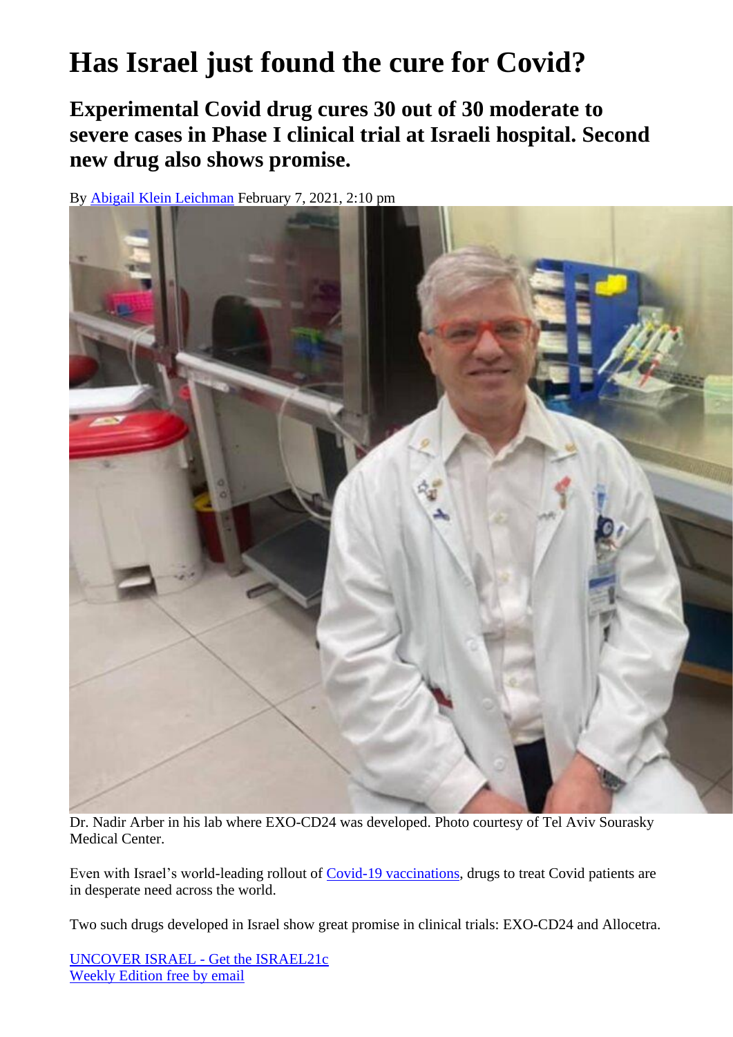# Has Israel just found the cure for Covid?

## Experimental Covid drug cures 30 out of 30 moderate to severe cases in Phase I clinical trial at Israeli hospital. Second new drug also shows promise.

By Abigail Klein Leichman February 7, 2021, 2:10 pm

Dr. Nadir Arber in his lab where EXO-CD24 was developed. Photo courtesy of Tel Aviv Sourasky Medical Center.

Even with Israel's world-leading rollout of Covid-19 vaccinations, drugs to treat Covid patients are in desperate need across the world.

Two such drugs developed in Israel show great promise in clinical trials: EXO-CD24 and Allocetra.

UNCOVER ISRAEL - Get the ISRAEL21c
Weekly Edition free by email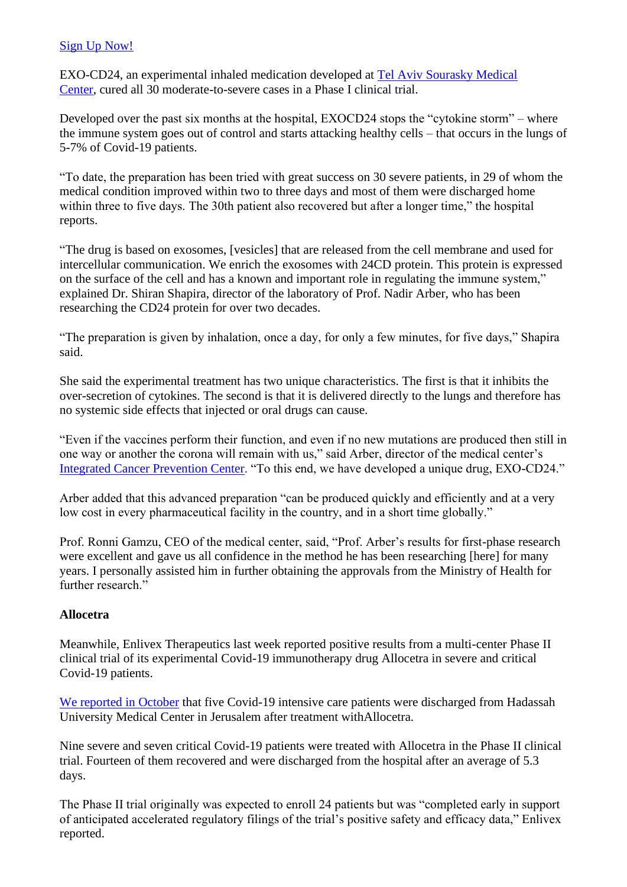[Sign Up Now!]

EXO-CD24, an experimental inhaled medication developed at [Tel Aviv Sourasky Medical Center], cured all 30 moderate-to-severe cases in a Phase I clinical trial.

Developed over the past six months at the hospital, EXOCD24 stops the "cytokine storm" – where the immune system goes out of control and starts attacking healthy cells – that occurs in the lungs of 5-7% of Covid-19 patients.

"To date, the preparation has been tried with great success on 30 severe patients, in 29 of whom the medical condition improved within two to three days and most of them were discharged home within three to five days. The 30th patient also recovered but after a longer time," the hospital reports.

"The drug is based on exosomes, [vesicles] that are released from the cell membrane and used for intercellular communication. We enrich the exosomes with 24CD protein. This protein is expressed on the surface of the cell and has a known and important role in regulating the immune system," explained Dr. Shiran Shapira, director of the laboratory of Prof. Nadir Arber, who has been researching the CD24 protein for over two decades.

"The preparation is given by inhalation, once a day, for only a few minutes, for five days," Shapira said.

She said the experimental treatment has two unique characteristics. The first is that it inhibits the over-secretion of cytokines. The second is that it is delivered directly to the lungs and therefore has no systemic side effects that injected or oral drugs can cause.

"Even if the vaccines perform their function, and even if no new mutations are produced then still in one way or another the corona will remain with us," said Arber, director of the medical center's [Integrated Cancer Prevention Center]. "To this end, we have developed a unique drug, EXO-CD24."

Arber added that this advanced preparation "can be produced quickly and efficiently and at a very low cost in every pharmaceutical facility in the country, and in a short time globally."

Prof. Ronni Gamzu, CEO of the medical center, said, "Prof. Arber's results for first-phase research were excellent and gave us all confidence in the method he has been researching [here] for many years. I personally assisted him in further obtaining the approvals from the Ministry of Health for further research."

**Allocetra**

Meanwhile, Enlivex Therapeutics last week reported positive results from a multi-center Phase II clinical trial of its experimental Covid-19 immunotherapy drug Allocetra in severe and critical Covid-19 patients.

[We reported in October] that five Covid-19 intensive care patients were discharged from Hadassah University Medical Center in Jerusalem after treatment withAllocetra.

Nine severe and seven critical Covid-19 patients were treated with Allocetra in the Phase II clinical trial. Fourteen of them recovered and were discharged from the hospital after an average of 5.3 days.

The Phase II trial originally was expected to enroll 24 patients but was "completed early in support of anticipated accelerated regulatory filings of the trial's positive safety and efficacy data," Enlivex reported.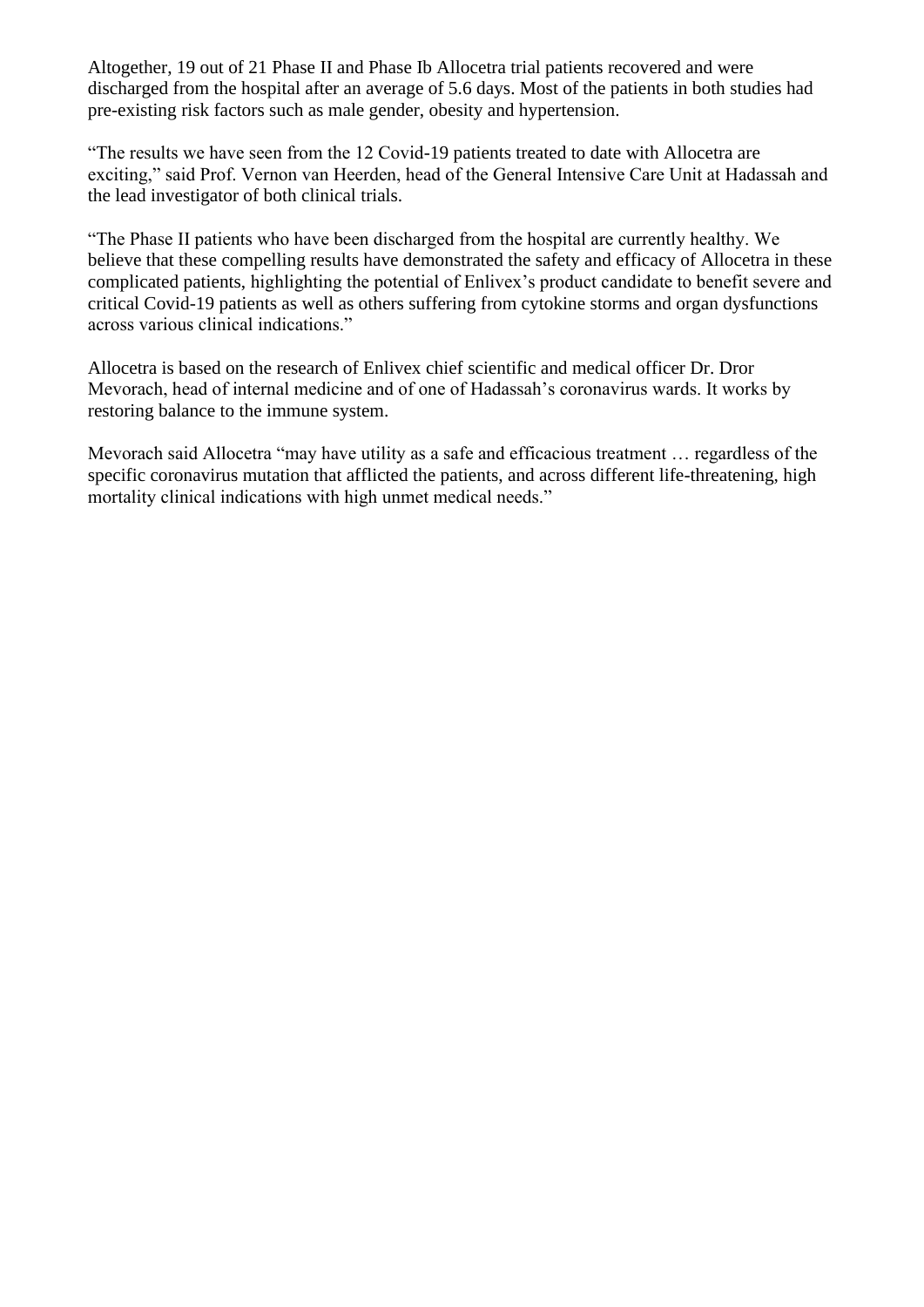Altogether, 19 out of 21 Phase II and Phase Ib Allocetra trial patients recovered and were discharged from the hospital after an average of 5.6 days. Most of the patients in both studies had pre-existing risk factors such as male gender, obesity and hypertension.

“The results we have seen from the 12 Covid-19 patients treated to date with Allocetra are exciting,” said Prof. Vernon van Heerden, head of the General Intensive Care Unit at Hadassah and the lead investigator of both clinical trials.

“The Phase II patients who have been discharged from the hospital are currently healthy. We believe that these compelling results have demonstrated the safety and efficacy of Allocetra in these complicated patients, highlighting the potential of Enlivex’s product candidate to benefit severe and critical Covid-19 patients as well as others suffering from cytokine storms and organ dysfunctions across various clinical indications.”

Allocetra is based on the research of Enlivex chief scientific and medical officer Dr. Dror Mevorach, head of internal medicine and of one of Hadassah’s coronavirus wards. It works by restoring balance to the immune system.

Mevorach said Allocetra “may have utility as a safe and efficacious treatment … regardless of the specific coronavirus mutation that afflicted the patients, and across different life-threatening, high mortality clinical indications with high unmet medical needs.”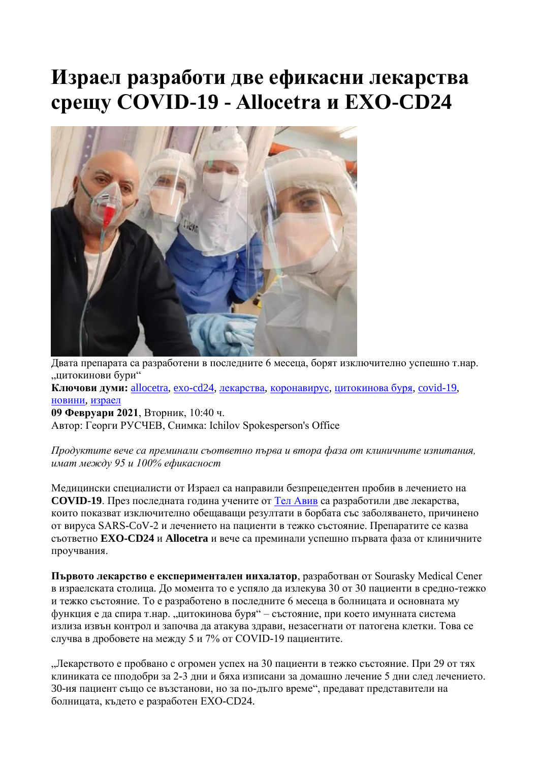# Израел разработи две ефикасни лекарства срещу COVID-19 - Allocetra и EXO-CD24

Двата препарата са разработени в последните 6 месеца, борят изключително успешно т.нар. „цитокинови бури"

**Ключови думи:** allocetra, exo-cd24, лекарства, коронавирус, цитокинова буря, covid-19, новини, израел

**09 Февруари 2021**, Вторник, 10:40 ч.

Автор: Георги РУСЧЕВ, Снимка: Ichilov Spokesperson's Office

*Продуктите вече са преминали съответно първа и втора фаза от клиничните изпитания, имат между 95 и 100% ефикасност*

Медицински специалисти от Израел са направили безпрецедентен пробив в лечението на **COVID-19**. През последната година учените от Тел Авив са разработили две лекарства, които показват изключително обещаващи резултати в борбата със заболяването, причинено от вируса SARS-CoV-2 и лечението на пациенти в тежко състояние. Препаратите се казва съответно **EXO-CD24** и **Allocetra** и вече са преминали успешно първата фаза от клиничните проучвания.

**Първото лекарство е експериментален инхалатор**, разработван от Sourasky Medical Cener в израелската столица. До момента то е успяло да излекува 30 от 30 пациенти в средно-тежко и тежко състояние. То е разработено в последните 6 месеца в болницата и основната му функция е да спира т.нар. „цитокинова буря" – състояние, при което имунната система излиза извън контрол и започва да атакува здрави, незасегнати от патогена клетки. Това се случва в дробовете на между 5 и 7% от COVID-19 пациентите.

„Лекарството е пробвано с огромен успех на 30 пациенти в тежко състояние. При 29 от тях клиниката се пподобри за 2-3 дни и бяха изписани за домашно лечение 5 дни след лечението. 30-ия пациент също се възстанови, но за по-дълго време", предават представители на болницата, където е разработен EXO-CD24.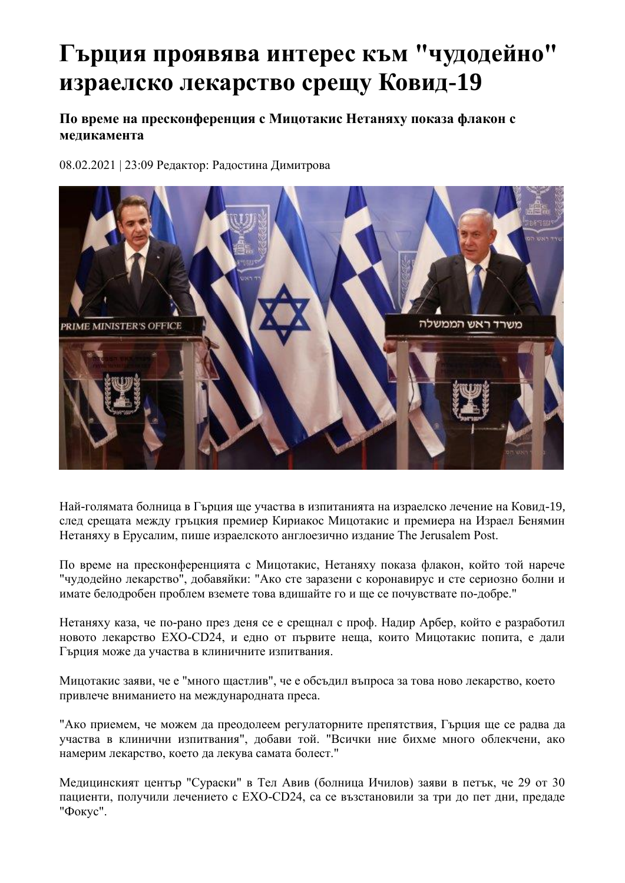# Гърция проявява интерес към "чудодейно" израелско лекарство срещу Ковид-19

**По време на пресконференция с Мицотакис Нетаняху показа флакон с медикамента**

08.02.2021 | 23:09 Редактор: Радостина Димитрова

Най-голямата болница в Гърция ще участва в изпитанията на израелско лечение на Ковид-19, след срещата между гръцкия премиер Кириакос Мицотакис и премиера на Израел Бенямин Нетаняху в Ерусалим, пише израелското англоезично издание The Jerusalem Post.

По време на пресконференцията с Мицотакис, Нетаняху показа флакон, който той нарече "чудодейно лекарство", добавяйки: "Ако сте заразени с коронавирус и сте сериозно болни и имате белодробен проблем вземете това вдишайте го и ще се почувствате по-добре."

Нетаняху каза, че по-рано през деня се е срещнал с проф. Надир Арбер, който е разработил новото лекарство EXO-CD24, и едно от първите неща, които Мицотакис попита, е дали Гърция може да участва в клиничните изпитвания.

Мицотакис заяви, че е "много щастлив", че е обсъдил въпроса за това ново лекарство, което привлече вниманието на международната преса.

"Ако приемем, че можем да преодолеем регулаторните препятствия, Гърция ще се радва да участва в клинични изпитвания", добави той. "Всички ние бихме много облекчени, ако намерим лекарство, което да лекува самата болест."

Медицинският център "Сураски" в Тел Авив (болница Ичилов) заяви в петък, че 29 от 30 пациенти, получили лечението с EXO-CD24, са се възстановили за три до пет дни, предаде "Фокус".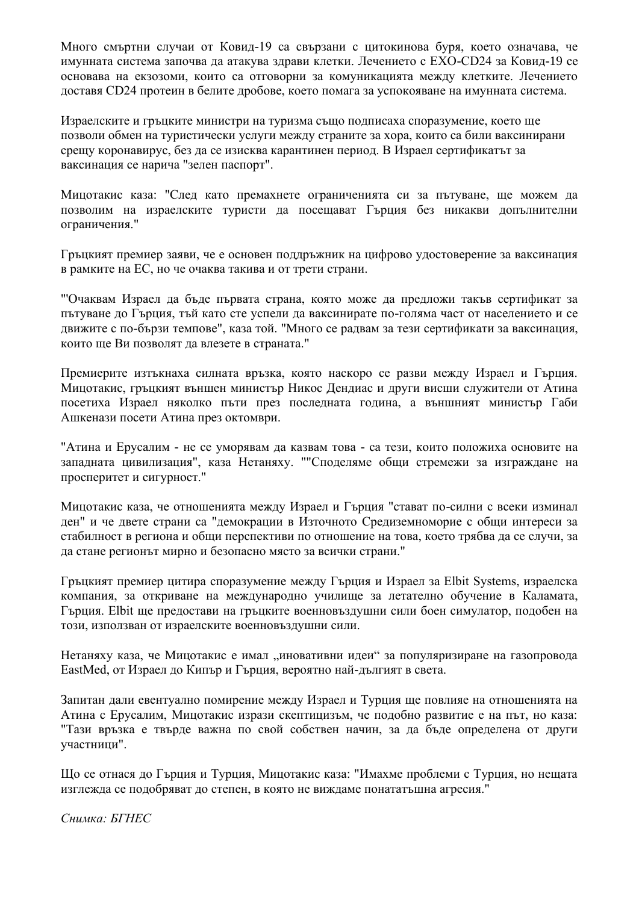Много смъртни случаи от Ковид-19 са свързани с цитокинова буря, което означава, че имунната система започва да атакува здрави клетки. Лечението с EXO-CD24 за Ковид-19 се основава на екзозоми, които са отговорни за комуникацията между клетките. Лечението доставя CD24 протеин в белите дробове, което помага за успокояване на имунната система.

Израелските и гръцките министри на туризма също подписаха споразумение, което ще позволи обмен на туристически услуги между страните за хора, които са били ваксинирани срещу коронавирус, без да се изисква карантинен период. В Израел сертификатът за ваксинация се нарича "зелен паспорт".

Мицотакис каза: "След като премахнете ограниченията си за пътуване, ще можем да позволим на израелските туристи да посещават Гърция без никакви допълнителни ограничения."

Гръцкият премиер заяви, че е основен поддръжник на цифрово удостоверение за ваксинация в рамките на ЕС, но че очаква такива и от трети страни.

"'Очаквам Израел да бъде първата страна, която може да предложи такъв сертификат за пътуване до Гърция, тъй като сте успели да ваксинирате по-голяма част от населението и се движите с по-бързи темпове", каза той. "Много се радвам за тези сертификати за ваксинация, които ще Ви позволят да влезете в страната."

Премиерите изтъкнаха силната връзка, която наскоро се разви между Израел и Гърция. Мицотакис, гръцкият външен министър Никос Дендиас и други висши служители от Атина посетиха Израел няколко пъти през последната година, а външният министър Габи Ашкенази посети Атина през октомври.

"Атина и Ерусалим - не се уморявам да казвам това - са тези, които положиха основите на западната цивилизация", каза Нетаняху. ""Споделяме общи стремежи за изграждане на просперитет и сигурност."

Мицотакис каза, че отношенията между Израел и Гърция "стават по-силни с всеки изминал ден" и че двете страни са "демокрации в Източното Средиземноморие с общи интереси за стабилност в региона и общи перспективи по отношение на това, което трябва да се случи, за да стане регионът мирно и безопасно място за всички страни."

Гръцкият премиер цитира споразумение между Гърция и Израел за Elbit Systems, израелска компания, за откриване на международно училище за летателно обучение в Каламата, Гърция. Elbit ще предостави на гръцките военновъздушни сили боен симулатор, подобен на този, използван от израелските военновъздушни сили.

Нетаняху каза, че Мицотакис е имал „иновативни идеи" за популяризиране на газопровода EastMed, от Израел до Кипър и Гърция, вероятно най-дългият в света.

Запитан дали евентуално помирение между Израел и Турция ще повлияе на отношенията на Атина с Ерусалим, Мицотакис изрази скептицизъм, че подобно развитие е на път, но каза: "Тази връзка е твърде важна по свой собствен начин, за да бъде определена от други участници".

Що се отнася до Гърция и Турция, Мицотакис каза: "Имахме проблеми с Турция, но нещата изглежда се подобряват до степен, в която не виждаме понататъшна агресия."

*Снимка: БГНЕС*